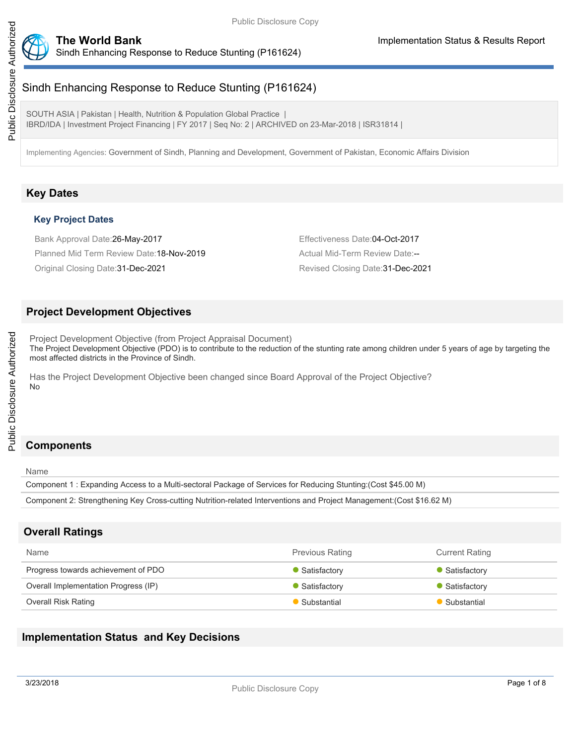# Sindh Enhancing Response to Reduce Stunting (P161624)

SOUTH ASIA | Pakistan | Health, Nutrition & Population Global Practice |
IBRD/IDA | Investment Project Financing | FY 2017 | Seq No: 2 | ARCHIVED on 23-Mar-2018 | ISR31814 |

Implementing Agencies: Government of Sindh, Planning and Development, Government of Pakistan, Economic Affairs Division

## Key Dates

### Key Project Dates

Bank Approval Date:26-May-2017

Effectiveness Date:04-Oct-2017

Planned Mid Term Review Date:18-Nov-2019

Actual Mid-Term Review Date:--

Original Closing Date:31-Dec-2021

Revised Closing Date:31-Dec-2021

## Project Development Objectives

Project Development Objective (from Project Appraisal Document)
The Project Development Objective (PDO) is to contribute to the reduction of the stunting rate among children under 5 years of age by targeting the most affected districts in the Province of Sindh.

Has the Project Development Objective been changed since Board Approval of the Project Objective?
No

## Components

| Name |
|---|
| Component 1 : Expanding Access to a Multi-sectoral Package of Services for Reducing Stunting:(Cost $45.00 M) |
| Component 2: Strengthening Key Cross-cutting Nutrition-related Interventions and Project Management:(Cost $16.62 M) |

## Overall Ratings

| Name | Previous Rating | Current Rating |
|---|---|---|
| Progress towards achievement of PDO | Satisfactory | Satisfactory |
| Overall Implementation Progress (IP) | Satisfactory | Satisfactory |
| Overall Risk Rating | Substantial | Substantial |

## Implementation Status and Key Decisions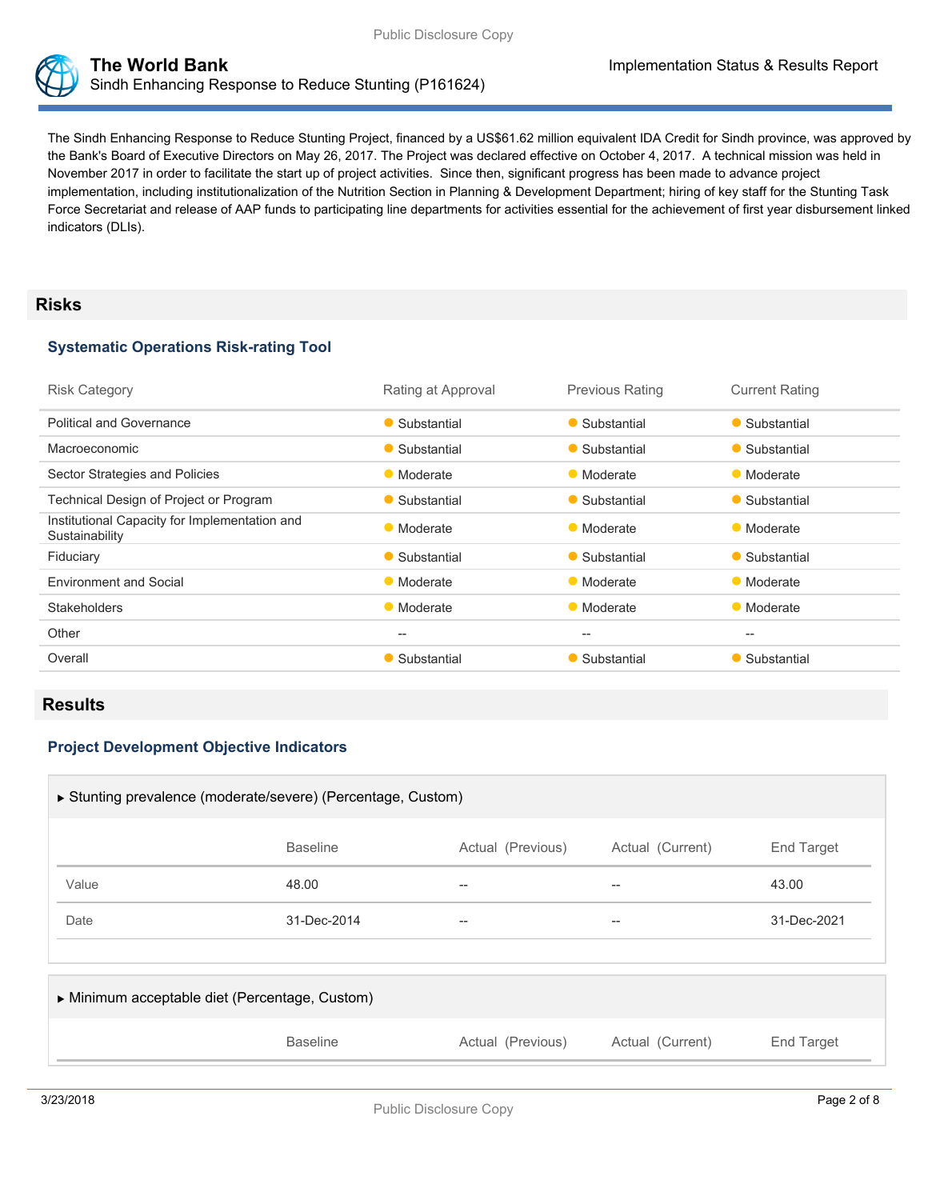The Sindh Enhancing Response to Reduce Stunting Project, financed by a US$61.62 million equivalent IDA Credit for Sindh province, was approved by the Bank's Board of Executive Directors on May 26, 2017. The Project was declared effective on October 4, 2017. A technical mission was held in November 2017 in order to facilitate the start up of project activities. Since then, significant progress has been made to advance project implementation, including institutionalization of the Nutrition Section in Planning & Development Department; hiring of key staff for the Stunting Task Force Secretariat and release of AAP funds to participating line departments for activities essential for the achievement of first year disbursement linked indicators (DLIs).

## Risks

### Systematic Operations Risk-rating Tool

| Risk Category | Rating at Approval | Previous Rating | Current Rating |
|---|---|---|---|
| Political and Governance | Substantial | Substantial | Substantial |
| Macroeconomic | Substantial | Substantial | Substantial |
| Sector Strategies and Policies | Moderate | Moderate | Moderate |
| Technical Design of Project or Program | Substantial | Substantial | Substantial |
| Institutional Capacity for Implementation and Sustainability | Moderate | Moderate | Moderate |
| Fiduciary | Substantial | Substantial | Substantial |
| Environment and Social | Moderate | Moderate | Moderate |
| Stakeholders | Moderate | Moderate | Moderate |
| Other | -- | -- | -- |
| Overall | Substantial | Substantial | Substantial |

## Results

### Project Development Objective Indicators

▸ Stunting prevalence (moderate/severe) (Percentage, Custom)

| | Baseline | Actual (Previous) | Actual (Current) | End Target |
|---|---|---|---|---|
| Value | 48.00 | -- | -- | 43.00 |
| Date | 31-Dec-2014 | -- | -- | 31-Dec-2021 |

▸ Minimum acceptable diet (Percentage, Custom)

| | Baseline | Actual (Previous) | Actual (Current) | End Target |
|---|---|---|---|---|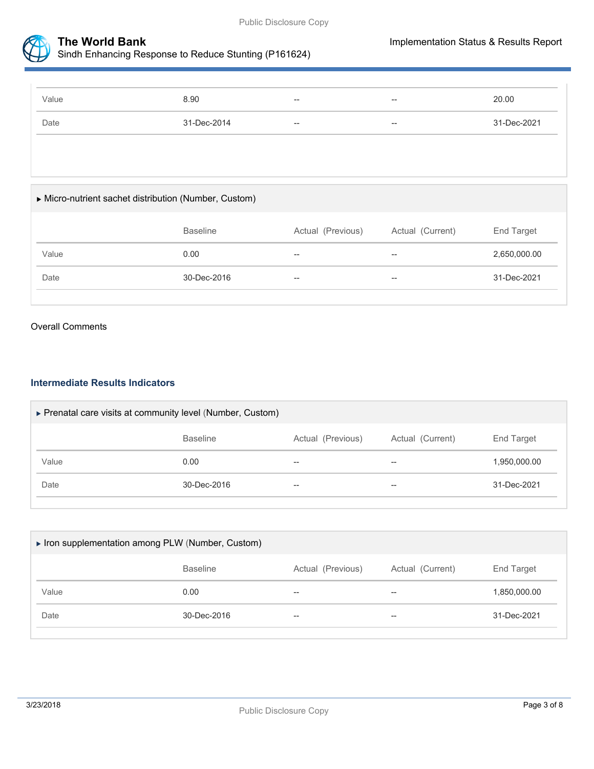| | Baseline | Actual (Previous) | Actual (Current) | End Target |
|---|---|---|---|---|
| Value | 8.90 | -- | -- | 20.00 |
| Date | 31-Dec-2014 | -- | -- | 31-Dec-2021 |

▸ Micro-nutrient sachet distribution (Number, Custom)

| | Baseline | Actual (Previous) | Actual (Current) | End Target |
|---|---|---|---|---|
| Value | 0.00 | -- | -- | 2,650,000.00 |
| Date | 30-Dec-2016 | -- | -- | 31-Dec-2021 |

Overall Comments

### Intermediate Results Indicators

▸ Prenatal care visits at community level (Number, Custom)

| | Baseline | Actual (Previous) | Actual (Current) | End Target |
|---|---|---|---|---|
| Value | 0.00 | -- | -- | 1,950,000.00 |
| Date | 30-Dec-2016 | -- | -- | 31-Dec-2021 |

▸ Iron supplementation among PLW (Number, Custom)

| | Baseline | Actual (Previous) | Actual (Current) | End Target |
|---|---|---|---|---|
| Value | 0.00 | -- | -- | 1,850,000.00 |
| Date | 30-Dec-2016 | -- | -- | 31-Dec-2021 |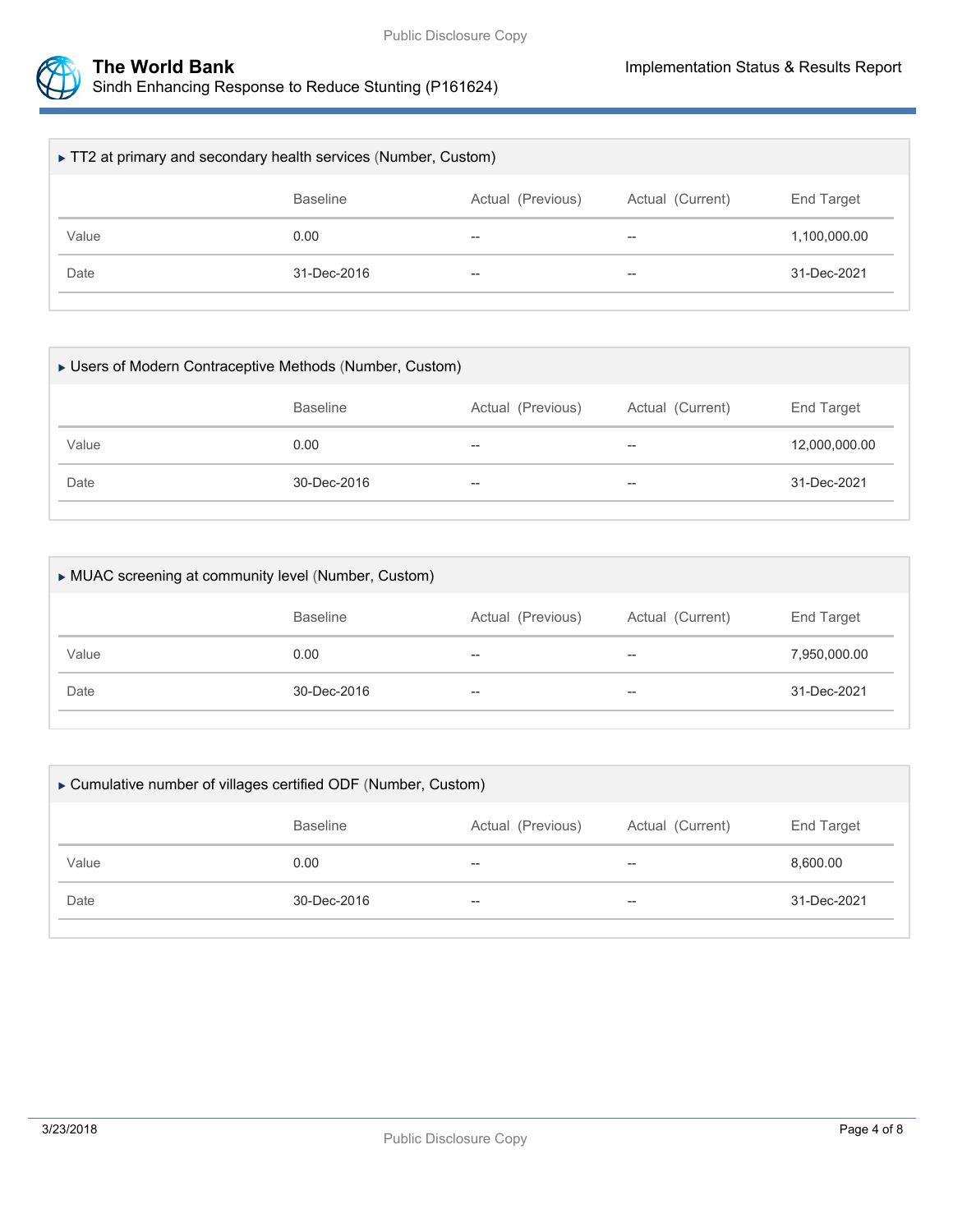### ▸ TT2 at primary and secondary health services (Number, Custom)

| | Baseline | Actual (Previous) | Actual (Current) | End Target |
|---|---|---|---|---|
| Value | 0.00 | -- | -- | 1,100,000.00 |
| Date | 31-Dec-2016 | -- | -- | 31-Dec-2021 |

### ▸ Users of Modern Contraceptive Methods (Number, Custom)

| | Baseline | Actual (Previous) | Actual (Current) | End Target |
|---|---|---|---|---|
| Value | 0.00 | -- | -- | 12,000,000.00 |
| Date | 30-Dec-2016 | -- | -- | 31-Dec-2021 |

### ▸ MUAC screening at community level (Number, Custom)

| | Baseline | Actual (Previous) | Actual (Current) | End Target |
|---|---|---|---|---|
| Value | 0.00 | -- | -- | 7,950,000.00 |
| Date | 30-Dec-2016 | -- | -- | 31-Dec-2021 |

### ▸ Cumulative number of villages certified ODF (Number, Custom)

| | Baseline | Actual (Previous) | Actual (Current) | End Target |
|---|---|---|---|---|
| Value | 0.00 | -- | -- | 8,600.00 |
| Date | 30-Dec-2016 | -- | -- | 31-Dec-2021 |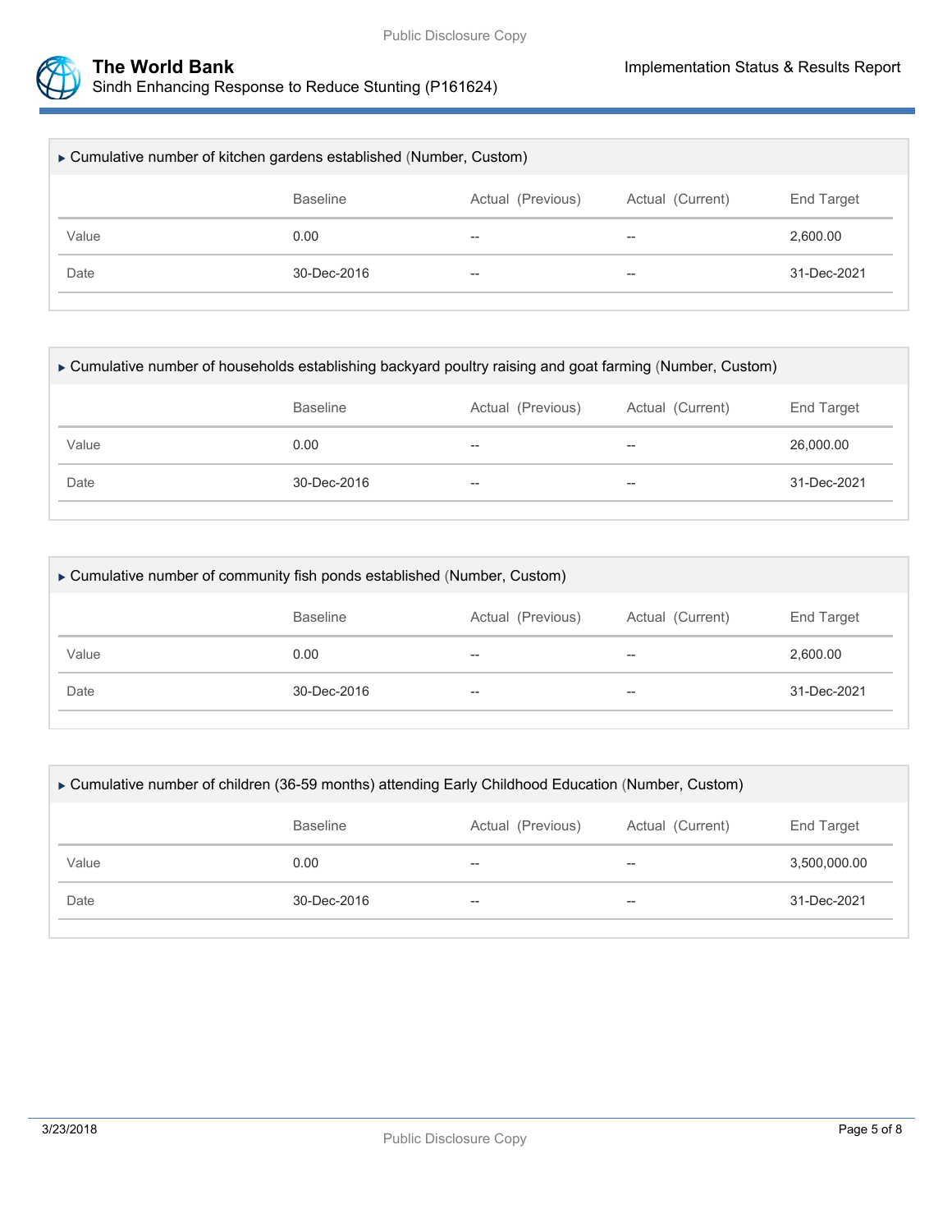▸ Cumulative number of kitchen gardens established (Number, Custom)

| | Baseline | Actual (Previous) | Actual (Current) | End Target |
|---|---|---|---|---|
| Value | 0.00 | -- | -- | 2,600.00 |
| Date | 30-Dec-2016 | -- | -- | 31-Dec-2021 |

▸ Cumulative number of households establishing backyard poultry raising and goat farming (Number, Custom)

| | Baseline | Actual (Previous) | Actual (Current) | End Target |
|---|---|---|---|---|
| Value | 0.00 | -- | -- | 26,000.00 |
| Date | 30-Dec-2016 | -- | -- | 31-Dec-2021 |

▸ Cumulative number of community fish ponds established (Number, Custom)

| | Baseline | Actual (Previous) | Actual (Current) | End Target |
|---|---|---|---|---|
| Value | 0.00 | -- | -- | 2,600.00 |
| Date | 30-Dec-2016 | -- | -- | 31-Dec-2021 |

▸ Cumulative number of children (36-59 months) attending Early Childhood Education (Number, Custom)

| | Baseline | Actual (Previous) | Actual (Current) | End Target |
|---|---|---|---|---|
| Value | 0.00 | -- | -- | 3,500,000.00 |
| Date | 30-Dec-2016 | -- | -- | 31-Dec-2021 |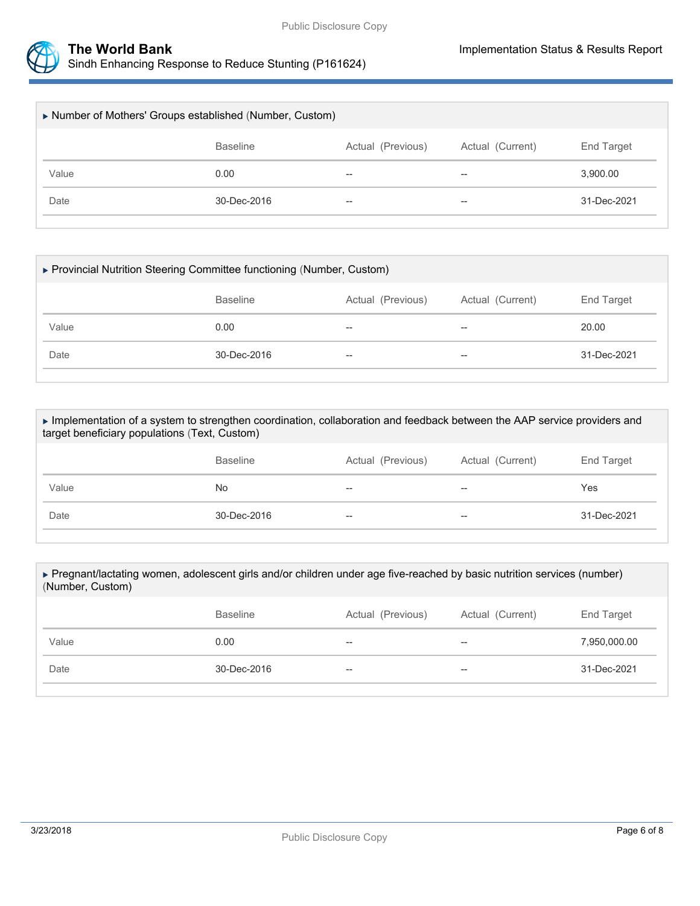### ▸ Number of Mothers' Groups established (Number, Custom)

| | Baseline | Actual (Previous) | Actual (Current) | End Target |
|---|---|---|---|---|
| Value | 0.00 | -- | -- | 3,900.00 |
| Date | 30-Dec-2016 | -- | -- | 31-Dec-2021 |

### ▸ Provincial Nutrition Steering Committee functioning (Number, Custom)

| | Baseline | Actual (Previous) | Actual (Current) | End Target |
|---|---|---|---|---|
| Value | 0.00 | -- | -- | 20.00 |
| Date | 30-Dec-2016 | -- | -- | 31-Dec-2021 |

### ▸ Implementation of a system to strengthen coordination, collaboration and feedback between the AAP service providers and target beneficiary populations (Text, Custom)

| | Baseline | Actual (Previous) | Actual (Current) | End Target |
|---|---|---|---|---|
| Value | No | -- | -- | Yes |
| Date | 30-Dec-2016 | -- | -- | 31-Dec-2021 |

### ▸ Pregnant/lactating women, adolescent girls and/or children under age five-reached by basic nutrition services (number) (Number, Custom)

| | Baseline | Actual (Previous) | Actual (Current) | End Target |
|---|---|---|---|---|
| Value | 0.00 | -- | -- | 7,950,000.00 |
| Date | 30-Dec-2016 | -- | -- | 31-Dec-2021 |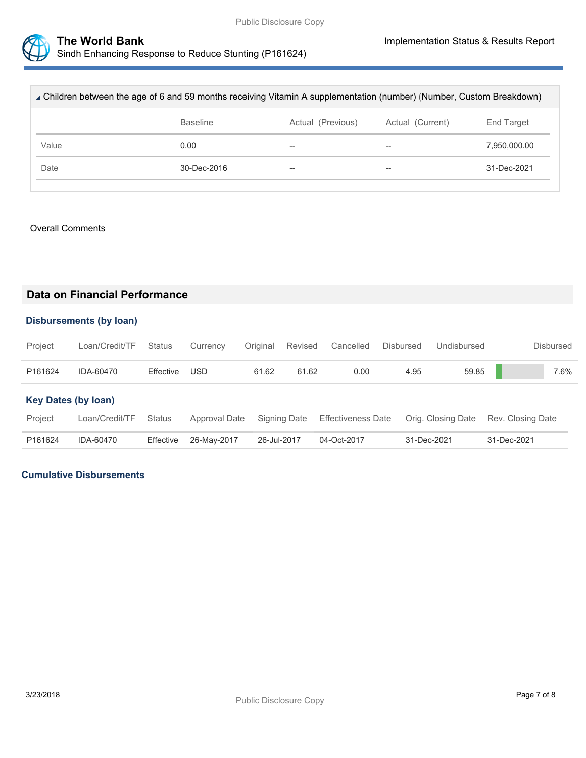### Children between the age of 6 and 59 months receiving Vitamin A supplementation (number) (Number, Custom Breakdown)

| | Baseline | Actual (Previous) | Actual (Current) | End Target |
|---|---|---|---|---|
| Value | 0.00 | -- | -- | 7,950,000.00 |
| Date | 30-Dec-2016 | -- | -- | 31-Dec-2021 |

Overall Comments

## Data on Financial Performance

### Disbursements (by loan)

| Project | Loan/Credit/TF | Status | Currency | Original | Revised | Cancelled | Disbursed | Undisbursed | Disbursed |
|---|---|---|---|---|---|---|---|---|---|
| P161624 | IDA-60470 | Effective | USD | 61.62 | 61.62 | 0.00 | 4.95 | 59.85 | 7.6% |

### Key Dates (by loan)

| Project | Loan/Credit/TF | Status | Approval Date | Signing Date | Effectiveness Date | Orig. Closing Date | Rev. Closing Date |
|---|---|---|---|---|---|---|---|
| P161624 | IDA-60470 | Effective | 26-May-2017 | 26-Jul-2017 | 04-Oct-2017 | 31-Dec-2021 | 31-Dec-2021 |

### Cumulative Disbursements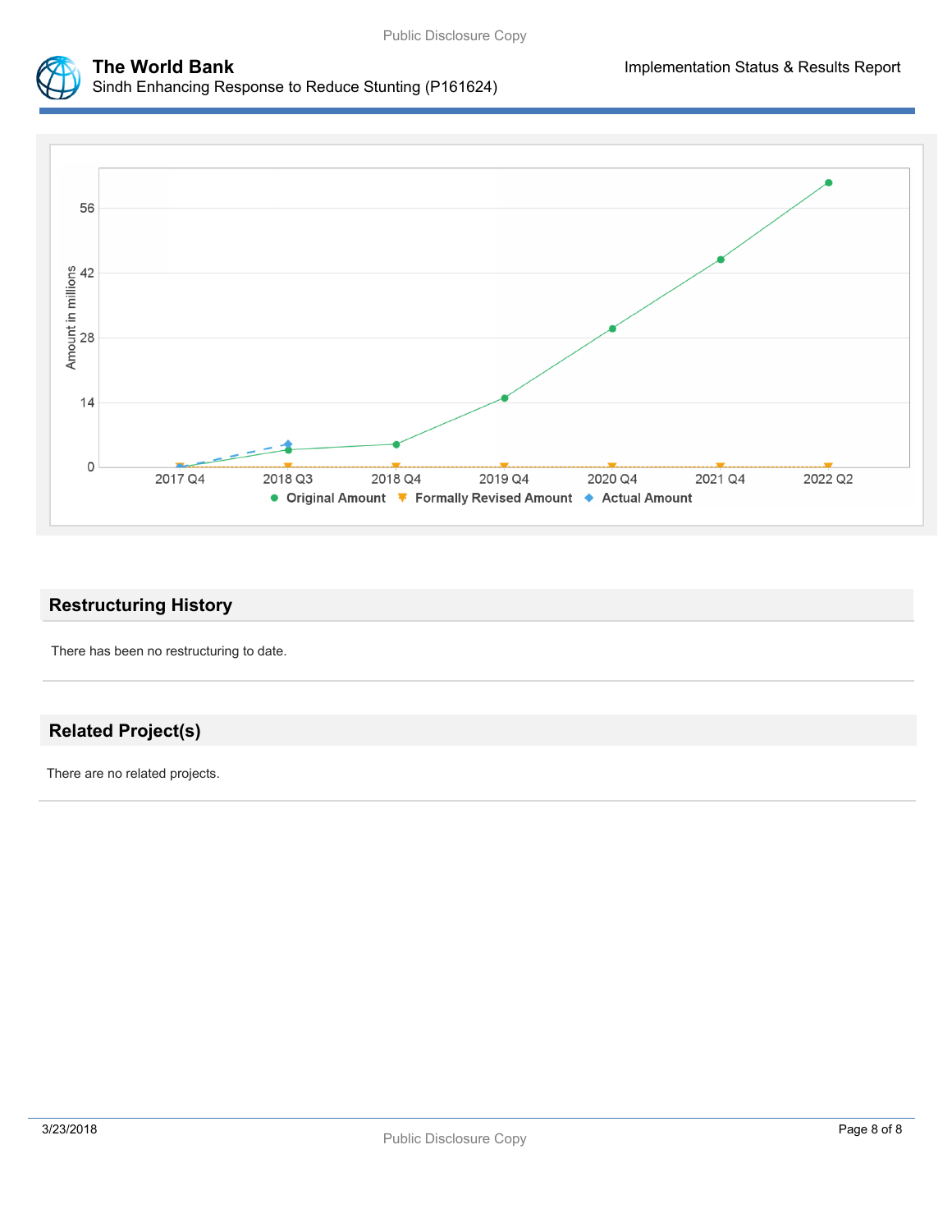56

42

28

14

0

Amount in millions

2017 Q4 2018 Q3 2018 Q4 2019 Q4 2020 Q4 2021 Q4 2022 Q2

Original Amount Formally Revised Amount Actual Amount

## Restructuring History

There has been no restructuring to date.

## Related Project(s)

There are no related projects.